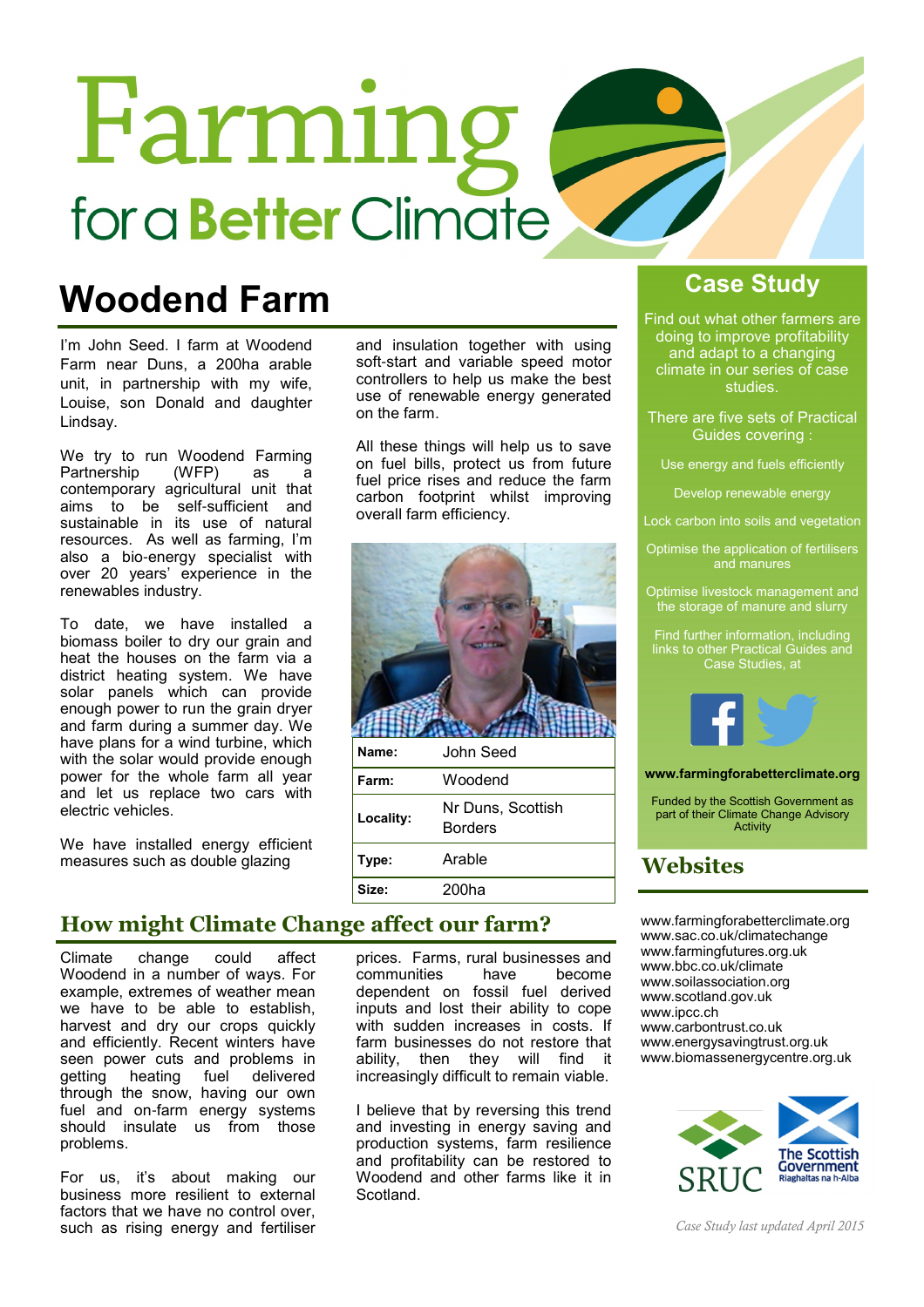# Farming for a Better Climate

## Woodend Farm

I'm John Seed. I farm at Woodend Farm near Duns, a 200ha arable unit, in partnership with my wife, Louise, son Donald and daughter Lindsay.

We try to run Woodend Farming Partnership (WFP) as a contemporary agricultural unit that aims to be self-sufficient and sustainable in its use of natural resources. As well as farming, I'm also a bio-energy specialist with over 20 years' experience in the renewables industry.

To date, we have installed a biomass boiler to dry our grain and heat the houses on the farm via a district heating system. We have solar panels which can provide enough power to run the grain dryer and farm during a summer day. We have plans for a wind turbine, which with the solar would provide enough power for the whole farm all year and let us replace two cars with electric vehicles.

We have installed energy efficient measures such as double glazing and insulation together with using soft-start and variable speed motor controllers to help us make the best use of renewable energy generated on the farm.

All these things will help us to save on fuel bills, protect us from future fuel price rises and reduce the farm carbon footprint whilst improving overall farm efficiency.

| | |
|---|---|
| **Name:** | John Seed |
| **Farm:** | Woodend |
| **Locality:** | Nr Duns, Scottish Borders |
| **Type:** | Arable |
| **Size:** | 200ha |

## How might Climate Change affect our farm?

Climate change could affect Woodend in a number of ways. For example, extremes of weather mean we have to be able to establish, harvest and dry our crops quickly and efficiently. Recent winters have seen power cuts and problems in getting heating fuel delivered through the snow, having our own fuel and on-farm energy systems should insulate us from those problems.

For us, it's about making our business more resilient to external factors that we have no control over, such as rising energy and fertiliser prices. Farms, rural businesses and communities have become dependent on fossil fuel derived inputs and lost their ability to cope with sudden increases in costs. If farm businesses do not restore that ability, then they will find it increasingly difficult to remain viable.

I believe that by reversing this trend and investing in energy saving and production systems, farm resilience and profitability can be restored to Woodend and other farms like it in Scotland.

## Case Study

Find out what other farmers are doing to improve profitability and adapt to a changing climate in our series of case studies.

There are five sets of Practical Guides covering :

- Use energy and fuels efficiently
- Develop renewable energy
- Lock carbon into soils and vegetation
- Optimise the application of fertilisers and manures
- Optimise livestock management and the storage of manure and slurry

Find further information, including links to other Practical Guides and Case Studies, at

**www.farmingforabetterclimate.org**

Funded by the Scottish Government as part of their Climate Change Advisory Activity

## Websites

www.farmingforabetterclimate.org
www.sac.co.uk/climatechange
www.farmingfutures.org.uk
www.bbc.co.uk/climate
www.soilassociation.org
www.scotland.gov.uk
www.ipcc.ch
www.carbontrust.co.uk
www.energysavingtrust.org.uk
www.biomassenergycentre.org.uk

SRUC — The Scottish Government, Riaghaltas na h-Alba

*Case Study last updated April 2015*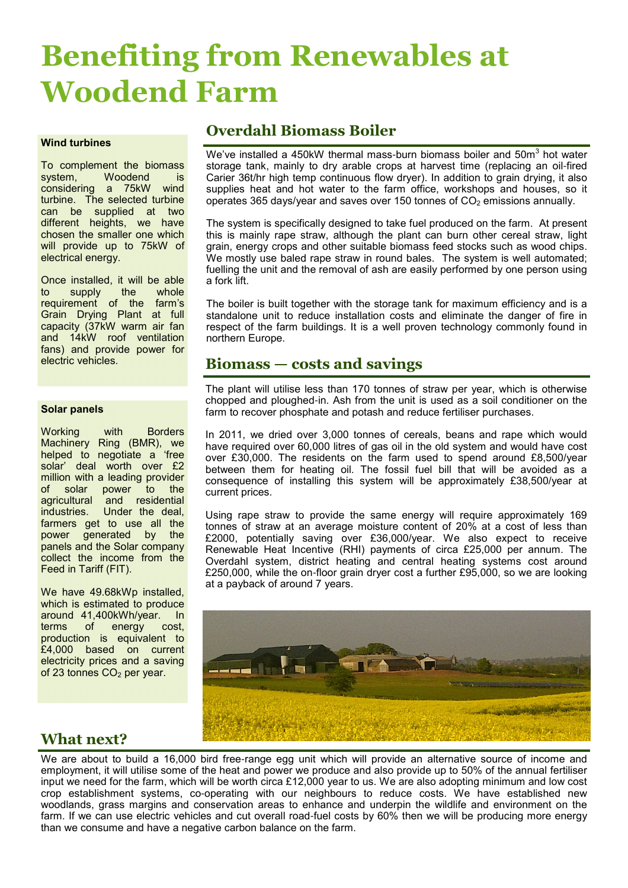# Benefiting from Renewables at Woodend Farm

## Overdahl Biomass Boiler

We've installed a 450kW thermal mass-burn biomass boiler and 50m[3] hot water storage tank, mainly to dry arable crops at harvest time (replacing an oil-fired Carier 36t/hr high temp continuous flow dryer). In addition to grain drying, it also supplies heat and hot water to the farm office, workshops and houses, so it operates 365 days/year and saves over 150 tonnes of $CO_2$ emissions annually.

The system is specifically designed to take fuel produced on the farm. At present this is mainly rape straw, although the plant can burn other cereal straw, light grain, energy crops and other suitable biomass feed stocks such as wood chips. We mostly use baled rape straw in round bales. The system is well automated; fuelling the unit and the removal of ash are easily performed by one person using a fork lift.

The boiler is built together with the storage tank for maximum efficiency and is a standalone unit to reduce installation costs and eliminate the danger of fire in respect of the farm buildings. It is a well proven technology commonly found in northern Europe.

## Biomass — costs and savings

The plant will utilise less than 170 tonnes of straw per year, which is otherwise chopped and ploughed-in. Ash from the unit is used as a soil conditioner on the farm to recover phosphate and potash and reduce fertiliser purchases.

In 2011, we dried over 3,000 tonnes of cereals, beans and rape which would have required over 60,000 litres of gas oil in the old system and would have cost over £30,000. The residents on the farm used to spend around £8,500/year between them for heating oil. The fossil fuel bill that will be avoided as a consequence of installing this system will be approximately £38,500/year at current prices.

Using rape straw to provide the same energy will require approximately 169 tonnes of straw at an average moisture content of 20% at a cost of less than £2000, potentially saving over £36,000/year. We also expect to receive Renewable Heat Incentive (RHI) payments of circa £25,000 per annum. The Overdahl system, district heating and central heating systems cost around £250,000, while the on-floor grain dryer cost a further £95,000, so we are looking at a payback of around 7 years.

### Wind turbines

To complement the biomass system, Woodend is considering a 75kW wind turbine. The selected turbine can be supplied at two different heights, we have chosen the smaller one which will provide up to 75kW of electrical energy.

Once installed, it will be able to supply the whole requirement of the farm's Grain Drying Plant at full capacity (37kW warm air fan and 14kW roof ventilation fans) and provide power for electric vehicles.

### Solar panels

Working with Borders Machinery Ring (BMR), we helped to negotiate a 'free solar' deal worth over £2 million with a leading provider of solar power to the agricultural and residential industries. Under the deal, farmers get to use all the power generated by the panels and the Solar company collect the income from the Feed in Tariff (FIT).

We have 49.68kWp installed, which is estimated to produce around 41,400kWh/year. In terms of energy cost, production is equivalent to £4,000 based on current electricity prices and a saving of 23 tonnes $CO_2$ per year.

## What next?

We are about to build a 16,000 bird free-range egg unit which will provide an alternative source of income and employment, it will utilise some of the heat and power we produce and also provide up to 50% of the annual fertiliser input we need for the farm, which will be worth circa £12,000 year to us. We are also adopting minimum and low cost crop establishment systems, co-operating with our neighbours to reduce costs. We have established new woodlands, grass margins and conservation areas to enhance and underpin the wildlife and environment on the farm. If we can use electric vehicles and cut overall road-fuel costs by 60% then we will be producing more energy than we consume and have a negative carbon balance on the farm.